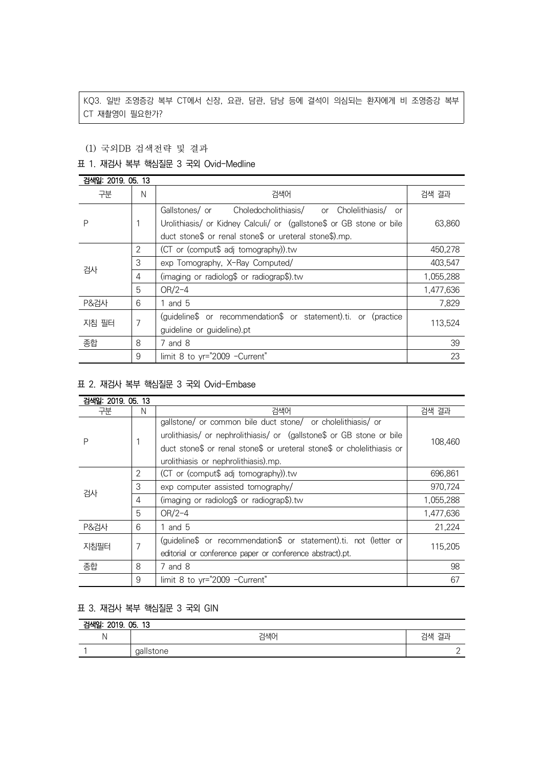KQ3. 일반 조영증강 복부 CT에서 신장, 요관, 담관, 담낭 등에 결석이 의심되는 환자에게 비 조영증강 복부 CT 재촬영이 필요한가?

(1) 국외DB 검색전략 및 결과

표 1. 재검사 복부 핵심질문 3 국외 Ovid-Medline

| 검색일: 2019. 05. 13 | | | |
|---|---|---|---|
| 구분 | N | 검색어 | 검색 결과 |
| P | 1 | Gallstones/ or Choledocholithiasis/ or Cholelithiasis/ or Urolithiasis/ or Kidney Calculi/ or (gallstone$ or GB stone or bile duct stone$ or renal stone$ or ureteral stone$).mp. | 63,860 |
| 검사 | 2 | (CT or (comput$ adj tomography)).tw | 450,278 |
| | 3 | exp Tomography, X-Ray Computed/ | 403,547 |
| | 4 | (imaging or radiolog$ or radiograp$).tw | 1,055,288 |
| | 5 | OR/2-4 | 1,477,636 |
| P&검사 | 6 | 1 and 5 | 7,829 |
| 지침 필터 | 7 | (guideline$ or recommendation$ or statement).ti. or (practice guideline or guideline).pt | 113,524 |
| 종합 | 8 | 7 and 8 | 39 |
| | 9 | limit 8 to yr="2009 -Current" | 23 |

표 2. 재검사 복부 핵심질문 3 국외 Ovid-Embase

| 검색일: 2019. 05. 13 | | | |
|---|---|---|---|
| 구분 | N | 검색어 | 검색 결과 |
| P | 1 | gallstone/ or common bile duct stone/ or cholelithiasis/ or urolithiasis/ or nephrolithiasis/ or (gallstone$ or GB stone or bile duct stone$ or renal stone$ or ureteral stone$ or cholelithiasis or urolithiasis or nephrolithiasis).mp. | 108,460 |
| 검사 | 2 | (CT or (comput$ adj tomography)).tw | 696,861 |
| | 3 | exp computer assisted tomography/ | 970,724 |
| | 4 | (imaging or radiolog$ or radiograp$).tw | 1,055,288 |
| | 5 | OR/2-4 | 1,477,636 |
| P&검사 | 6 | 1 and 5 | 21,224 |
| 지침필터 | 7 | (guideline$ or recommendation$ or statement).ti. not (letter or editorial or conference paper or conference abstract).pt. | 115,205 |
| 종합 | 8 | 7 and 8 | 98 |
| | 9 | limit 8 to yr="2009 -Current" | 67 |

표 3. 재검사 복부 핵심질문 3 국외 GIN

| 검색일: 2019. 05. 13 | | |
|---|---|---|
| N | 검색어 | 검색 결과 |
| 1 | gallstone | 2 |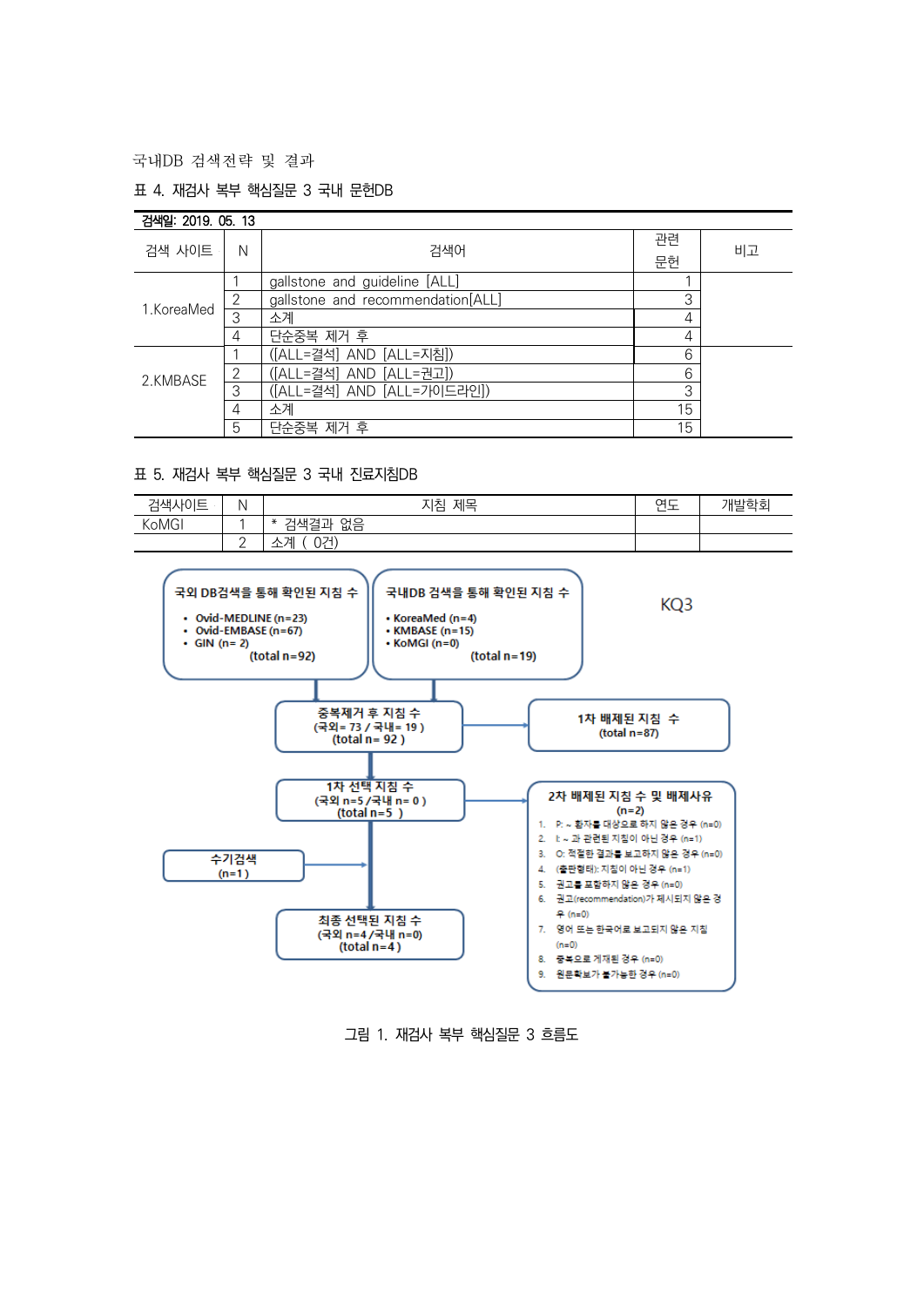국내DB 검색전략 및 결과

표 4. 재검사 복부 핵심질문 3 국내 문헌DB

| 검색일: 2019. 05. 13 | | | | |
|---|---|---|---|---|
| 검색 사이트 | N | 검색어 | 관련 문헌 | 비고 |
| 1.KoreaMed | 1 | gallstone and guideline [ALL] | 1 | |
| | 2 | gallstone and recommendation[ALL] | 3 | |
| | 3 | 소계 | 4 | |
| | 4 | 단순중복 제거 후 | 4 | |
| 2.KMBASE | 1 | ([ALL=결석] AND [ALL=지침]) | 6 | |
| | 2 | ([ALL=결석] AND [ALL=권고]) | 6 | |
| | 3 | ([ALL=결석] AND [ALL=가이드라인]) | 3 | |
| | 4 | 소계 | 15 | |
| | 5 | 단순중복 제거 후 | 15 | |

표 5. 재검사 복부 핵심질문 3 국내 진료지침DB

| 검색사이트 | N | 지침 제목 | 연도 | 개발학회 |
|---|---|---|---|---|
| KoMGI | 1 | * 검색결과 없음 | | |
| | 2 | 소계 ( 0건) | | |

KQ3

국외 DB검색을 통해 확인된 지침 수
- Ovid-MEDLINE (n=23)
- Ovid-EMBASE (n=67)
- GIN (n= 2)

(total n=92)

국내DB 검색을 통해 확인된 지침 수
- KoreaMed (n=4)
- KMBASE (n=15)
- KoMGI (n=0)

(total n=19)

중복제거 후 지침 수
(국외= 73 / 국내= 19 )
(total n= 92 )

1차 배제된 지침 수
(total n=87)

1차 선택 지침 수
(국외 n=5 /국내 n= 0 )
(total n=5 )

2차 배제된 지침 수 및 배제사유
(n=2)
1. P: ~ 환자를 대상으로 하지 않은 경우 (n=0)
2. I: ~ 과 관련된 지침이 아닌 경우 (n=1)
3. O: 적절한 결과를 보고하지 않은 경우 (n=0)
4. (출판형태): 지침이 아닌 경우 (n=1)
5. 권고를 포함하지 않은 경우 (n=0)
6. 권고(recommendation)가 제시되지 않은 경우 (n=0)
7. 영어 또는 한국어로 보고되지 않은 지침 (n=0)
8. 중복으로 게재된 경우 (n=0)
9. 원문확보가 불가능한 경우 (n=0)

수기검색
(n=1 )

최종 선택된 지침 수
(국외 n=4 /국내 n=0)
(total n=4 )

그림 1. 재검사 복부 핵심질문 3 흐름도